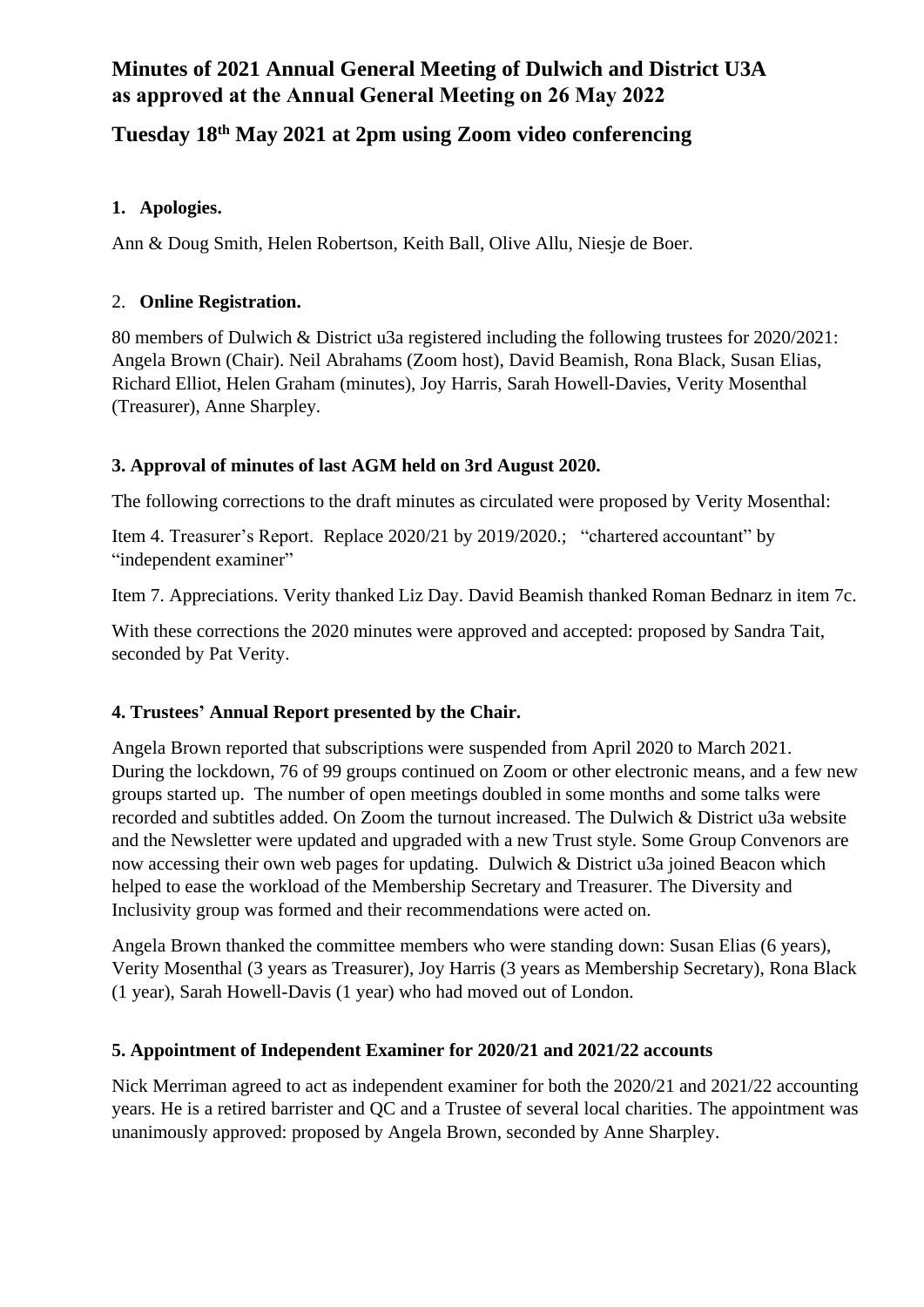# Minutes of 2021 Annual General Meeting of Dulwich and District U3A as approved at the Annual General Meeting on 26 May 2022

## Tuesday 18th May 2021 at 2pm using Zoom video conferencing

### 1. Apologies.

Ann & Doug Smith, Helen Robertson, Keith Ball, Olive Allu, Niesje de Boer.

### 2. Online Registration.

80 members of Dulwich & District u3a registered including the following trustees for 2020/2021: Angela Brown (Chair). Neil Abrahams (Zoom host), David Beamish, Rona Black, Susan Elias, Richard Elliot, Helen Graham (minutes), Joy Harris, Sarah Howell-Davies, Verity Mosenthal (Treasurer), Anne Sharpley.

### 3. Approval of minutes of last AGM held on 3rd August 2020.

The following corrections to the draft minutes as circulated were proposed by Verity Mosenthal:

Item 4. Treasurer's Report. Replace 2020/21 by 2019/2020.; "chartered accountant" by "independent examiner"

Item 7. Appreciations. Verity thanked Liz Day. David Beamish thanked Roman Bednarz in item 7c.

With these corrections the 2020 minutes were approved and accepted: proposed by Sandra Tait, seconded by Pat Verity.

### 4. Trustees' Annual Report presented by the Chair.

Angela Brown reported that subscriptions were suspended from April 2020 to March 2021. During the lockdown, 76 of 99 groups continued on Zoom or other electronic means, and a few new groups started up. The number of open meetings doubled in some months and some talks were recorded and subtitles added. On Zoom the turnout increased. The Dulwich & District u3a website and the Newsletter were updated and upgraded with a new Trust style. Some Group Convenors are now accessing their own web pages for updating. Dulwich & District u3a joined Beacon which helped to ease the workload of the Membership Secretary and Treasurer. The Diversity and Inclusivity group was formed and their recommendations were acted on.

Angela Brown thanked the committee members who were standing down: Susan Elias (6 years), Verity Mosenthal (3 years as Treasurer), Joy Harris (3 years as Membership Secretary), Rona Black (1 year), Sarah Howell-Davis (1 year) who had moved out of London.

### 5. Appointment of Independent Examiner for 2020/21 and 2021/22 accounts

Nick Merriman agreed to act as independent examiner for both the 2020/21 and 2021/22 accounting years. He is a retired barrister and QC and a Trustee of several local charities. The appointment was unanimously approved: proposed by Angela Brown, seconded by Anne Sharpley.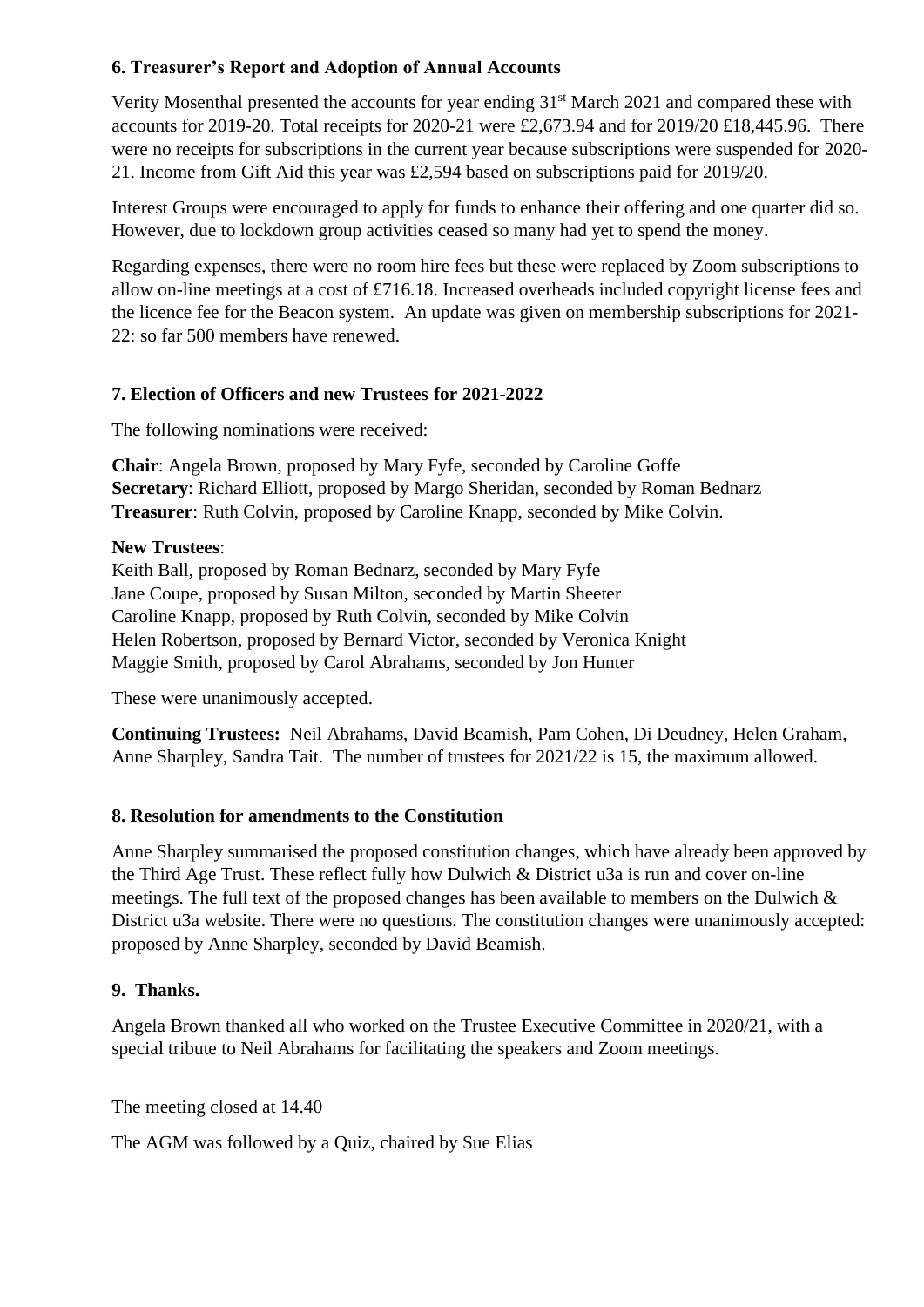### 6. Treasurer's Report and Adoption of Annual Accounts

Verity Mosenthal presented the accounts for year ending 31st March 2021 and compared these with accounts for 2019-20. Total receipts for 2020-21 were £2,673.94 and for 2019/20 £18,445.96. There were no receipts for subscriptions in the current year because subscriptions were suspended for 2020-21. Income from Gift Aid this year was £2,594 based on subscriptions paid for 2019/20.

Interest Groups were encouraged to apply for funds to enhance their offering and one quarter did so. However, due to lockdown group activities ceased so many had yet to spend the money.

Regarding expenses, there were no room hire fees but these were replaced by Zoom subscriptions to allow on-line meetings at a cost of £716.18. Increased overheads included copyright license fees and the licence fee for the Beacon system. An update was given on membership subscriptions for 2021-22: so far 500 members have renewed.

### 7. Election of Officers and new Trustees for 2021-2022

The following nominations were received:

**Chair**: Angela Brown, proposed by Mary Fyfe, seconded by Caroline Goffe
**Secretary**: Richard Elliott, proposed by Margo Sheridan, seconded by Roman Bednarz
**Treasurer**: Ruth Colvin, proposed by Caroline Knapp, seconded by Mike Colvin.

**New Trustees**:
Keith Ball, proposed by Roman Bednarz, seconded by Mary Fyfe
Jane Coupe, proposed by Susan Milton, seconded by Martin Sheeter
Caroline Knapp, proposed by Ruth Colvin, seconded by Mike Colvin
Helen Robertson, proposed by Bernard Victor, seconded by Veronica Knight
Maggie Smith, proposed by Carol Abrahams, seconded by Jon Hunter

These were unanimously accepted.

**Continuing Trustees:** Neil Abrahams, David Beamish, Pam Cohen, Di Deudney, Helen Graham, Anne Sharpley, Sandra Tait. The number of trustees for 2021/22 is 15, the maximum allowed.

### 8. Resolution for amendments to the Constitution

Anne Sharpley summarised the proposed constitution changes, which have already been approved by the Third Age Trust. These reflect fully how Dulwich & District u3a is run and cover on-line meetings. The full text of the proposed changes has been available to members on the Dulwich & District u3a website. There were no questions. The constitution changes were unanimously accepted: proposed by Anne Sharpley, seconded by David Beamish.

### 9. Thanks.

Angela Brown thanked all who worked on the Trustee Executive Committee in 2020/21, with a special tribute to Neil Abrahams for facilitating the speakers and Zoom meetings.

The meeting closed at 14.40

The AGM was followed by a Quiz, chaired by Sue Elias